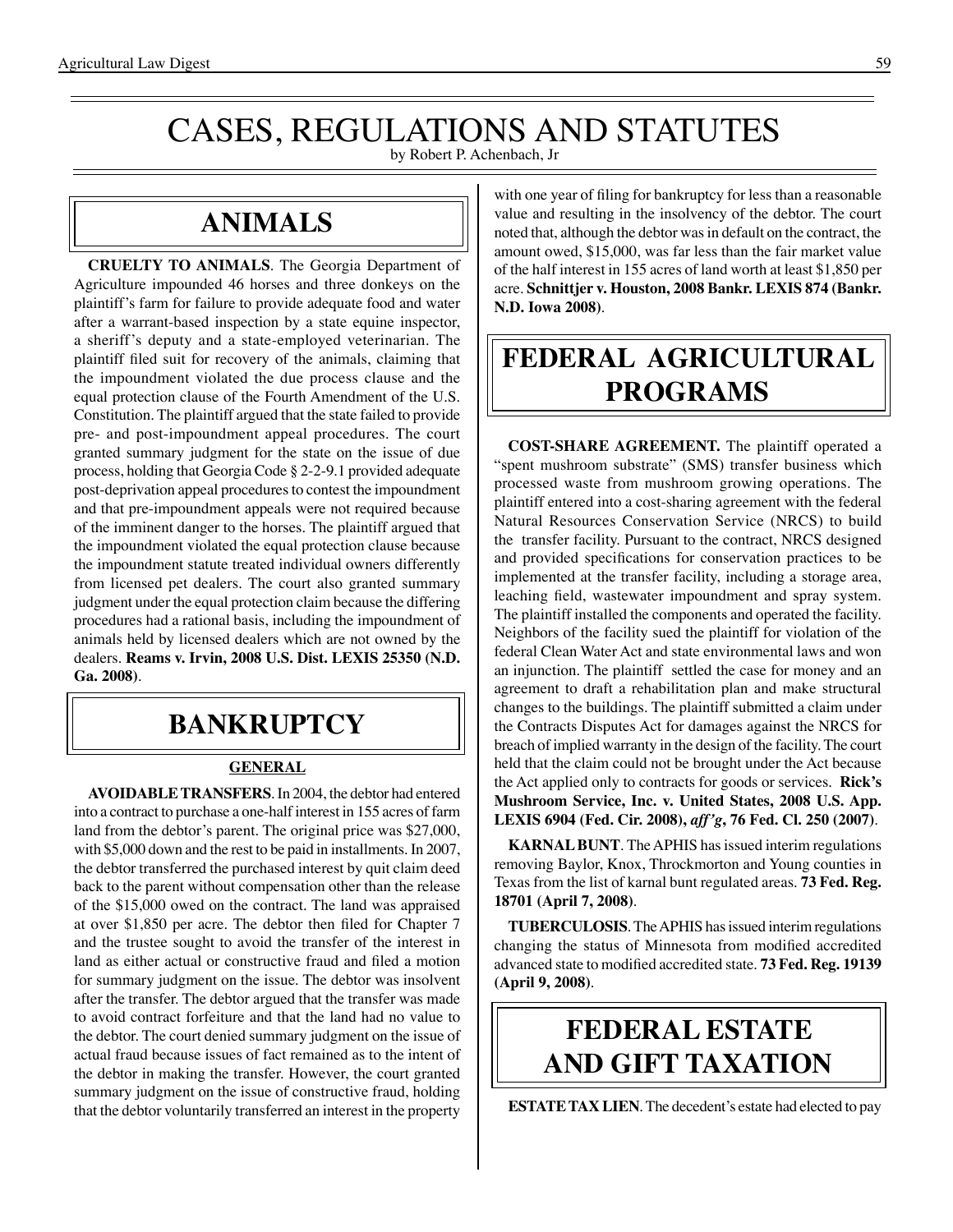# CASES, REGULATIONS AND STATUTES

by Robert P. Achenbach, Jr

## ANIMALS

**CRUELTY TO ANIMALS**. The Georgia Department of Agriculture impounded 46 horses and three donkeys on the plaintiff's farm for failure to provide adequate food and water after a warrant-based inspection by a state equine inspector, a sheriff's deputy and a state-employed veterinarian. The plaintiff filed suit for recovery of the animals, claiming that the impoundment violated the due process clause and the equal protection clause of the Fourth Amendment of the U.S. Constitution. The plaintiff argued that the state failed to provide pre- and post-impoundment appeal procedures. The court granted summary judgment for the state on the issue of due process, holding that Georgia Code § 2-2-9.1 provided adequate post-deprivation appeal procedures to contest the impoundment and that pre-impoundment appeals were not required because of the imminent danger to the horses. The plaintiff argued that the impoundment violated the equal protection clause because the impoundment statute treated individual owners differently from licensed pet dealers. The court also granted summary judgment under the equal protection claim because the differing procedures had a rational basis, including the impoundment of animals held by licensed dealers which are not owned by the dealers. **Reams v. Irvin, 2008 U.S. Dist. LEXIS 25350 (N.D. Ga. 2008)**.

## BANKRUPTCY

### GENERAL

**AVOIDABLE TRANSFERS**. In 2004, the debtor had entered into a contract to purchase a one-half interest in 155 acres of farm land from the debtor's parent. The original price was $27,000, with $5,000 down and the rest to be paid in installments. In 2007, the debtor transferred the purchased interest by quit claim deed back to the parent without compensation other than the release of the $15,000 owed on the contract. The land was appraised at over $1,850 per acre. The debtor then filed for Chapter 7 and the trustee sought to avoid the transfer of the interest in land as either actual or constructive fraud and filed a motion for summary judgment on the issue. The debtor was insolvent after the transfer. The debtor argued that the transfer was made to avoid contract forfeiture and that the land had no value to the debtor. The court denied summary judgment on the issue of actual fraud because issues of fact remained as to the intent of the debtor in making the transfer. However, the court granted summary judgment on the issue of constructive fraud, holding that the debtor voluntarily transferred an interest in the property with one year of filing for bankruptcy for less than a reasonable value and resulting in the insolvency of the debtor. The court noted that, although the debtor was in default on the contract, the amount owed, $15,000, was far less than the fair market value of the half interest in 155 acres of land worth at least $1,850 per acre. **Schnittjer v. Houston, 2008 Bankr. LEXIS 874 (Bankr. N.D. Iowa 2008)**.

## FEDERAL AGRICULTURAL PROGRAMS

**COST-SHARE AGREEMENT.** The plaintiff operated a "spent mushroom substrate" (SMS) transfer business which processed waste from mushroom growing operations. The plaintiff entered into a cost-sharing agreement with the federal Natural Resources Conservation Service (NRCS) to build the transfer facility. Pursuant to the contract, NRCS designed and provided specifications for conservation practices to be implemented at the transfer facility, including a storage area, leaching field, wastewater impoundment and spray system. The plaintiff installed the components and operated the facility. Neighbors of the facility sued the plaintiff for violation of the federal Clean Water Act and state environmental laws and won an injunction. The plaintiff settled the case for money and an agreement to draft a rehabilitation plan and make structural changes to the buildings. The plaintiff submitted a claim under the Contracts Disputes Act for damages against the NRCS for breach of implied warranty in the design of the facility. The court held that the claim could not be brought under the Act because the Act applied only to contracts for goods or services. **Rick's Mushroom Service, Inc. v. United States, 2008 U.S. App. LEXIS 6904 (Fed. Cir. 2008), *aff'g*, 76 Fed. Cl. 250 (2007)**.

**KARNAL BUNT**. The APHIS has issued interim regulations removing Baylor, Knox, Throckmorton and Young counties in Texas from the list of karnal bunt regulated areas. **73 Fed. Reg. 18701 (April 7, 2008)**.

**TUBERCULOSIS**. The APHIS has issued interim regulations changing the status of Minnesota from modified accredited advanced state to modified accredited state. **73 Fed. Reg. 19139 (April 9, 2008)**.

## FEDERAL ESTATE AND GIFT TAXATION

**ESTATE TAX LIEN**. The decedent's estate had elected to pay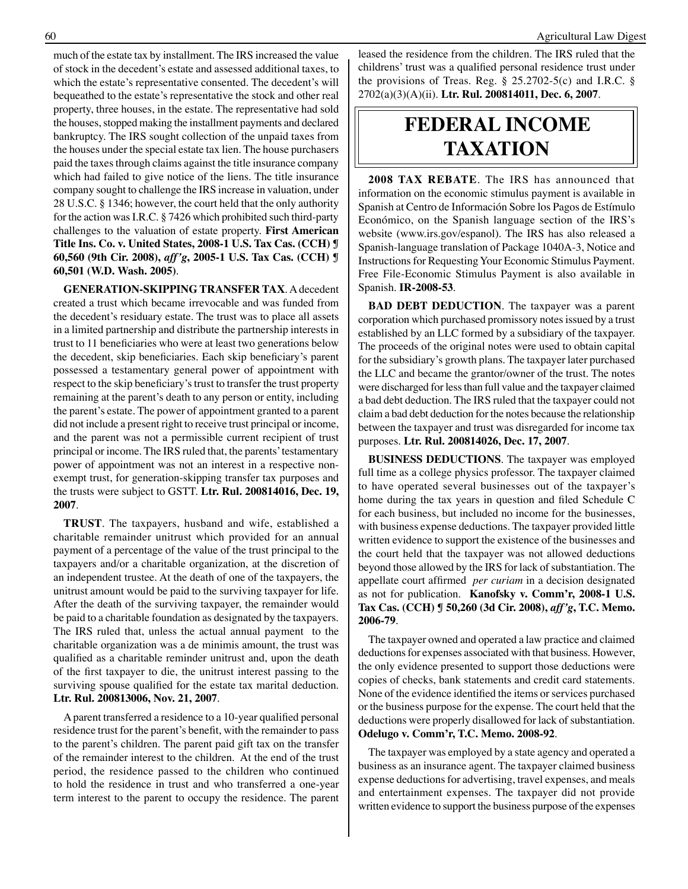much of the estate tax by installment. The IRS increased the value of stock in the decedent's estate and assessed additional taxes, to which the estate's representative consented. The decedent's will bequeathed to the estate's representative the stock and other real property, three houses, in the estate. The representative had sold the houses, stopped making the installment payments and declared bankruptcy. The IRS sought collection of the unpaid taxes from the houses under the special estate tax lien. The house purchasers paid the taxes through claims against the title insurance company which had failed to give notice of the liens. The title insurance company sought to challenge the IRS increase in valuation, under 28 U.S.C. § 1346; however, the court held that the only authority for the action was I.R.C. § 7426 which prohibited such third-party challenges to the valuation of estate property. **First American Title Ins. Co. v. United States, 2008-1 U.S. Tax Cas. (CCH) ¶ 60,560 (9th Cir. 2008), *aff'g*, 2005-1 U.S. Tax Cas. (CCH) ¶ 60,501 (W.D. Wash. 2005)**.

**GENERATION-SKIPPING TRANSFER TAX**. A decedent created a trust which became irrevocable and was funded from the decedent's residuary estate. The trust was to place all assets in a limited partnership and distribute the partnership interests in trust to 11 beneficiaries who were at least two generations below the decedent, skip beneficiaries. Each skip beneficiary's parent possessed a testamentary general power of appointment with respect to the skip beneficiary's trust to transfer the trust property remaining at the parent's death to any person or entity, including the parent's estate. The power of appointment granted to a parent did not include a present right to receive trust principal or income, and the parent was not a permissible current recipient of trust principal or income. The IRS ruled that, the parents' testamentary power of appointment was not an interest in a respective non-exempt trust, for generation-skipping transfer tax purposes and the trusts were subject to GSTT. **Ltr. Rul. 200814016, Dec. 19, 2007**.

**TRUST**. The taxpayers, husband and wife, established a charitable remainder unitrust which provided for an annual payment of a percentage of the value of the trust principal to the taxpayers and/or a charitable organization, at the discretion of an independent trustee. At the death of one of the taxpayers, the unitrust amount would be paid to the surviving taxpayer for life. After the death of the surviving taxpayer, the remainder would be paid to a charitable foundation as designated by the taxpayers. The IRS ruled that, unless the actual annual payment to the charitable organization was a de minimis amount, the trust was qualified as a charitable reminder unitrust and, upon the death of the first taxpayer to die, the unitrust interest passing to the surviving spouse qualified for the estate tax marital deduction. **Ltr. Rul. 200813006, Nov. 21, 2007**.

A parent transferred a residence to a 10-year qualified personal residence trust for the parent's benefit, with the remainder to pass to the parent's children. The parent paid gift tax on the transfer of the remainder interest to the children. At the end of the trust period, the residence passed to the children who continued to hold the residence in trust and who transferred a one-year term interest to the parent to occupy the residence. The parent leased the residence from the children. The IRS ruled that the childrens' trust was a qualified personal residence trust under the provisions of Treas. Reg. § 25.2702-5(c) and I.R.C. § 2702(a)(3)(A)(ii). **Ltr. Rul. 200814011, Dec. 6, 2007**.

# FEDERAL INCOME TAXATION

**2008 TAX REBATE**. The IRS has announced that information on the economic stimulus payment is available in Spanish at Centro de Información Sobre los Pagos de Estímulo Económico, on the Spanish language section of the IRS's website (www.irs.gov/espanol). The IRS has also released a Spanish-language translation of Package 1040A-3, Notice and Instructions for Requesting Your Economic Stimulus Payment. Free File-Economic Stimulus Payment is also available in Spanish. **IR-2008-53**.

**BAD DEBT DEDUCTION**. The taxpayer was a parent corporation which purchased promissory notes issued by a trust established by an LLC formed by a subsidiary of the taxpayer. The proceeds of the original notes were used to obtain capital for the subsidiary's growth plans. The taxpayer later purchased the LLC and became the grantor/owner of the trust. The notes were discharged for less than full value and the taxpayer claimed a bad debt deduction. The IRS ruled that the taxpayer could not claim a bad debt deduction for the notes because the relationship between the taxpayer and trust was disregarded for income tax purposes. **Ltr. Rul. 200814026, Dec. 17, 2007**.

**BUSINESS DEDUCTIONS**. The taxpayer was employed full time as a college physics professor. The taxpayer claimed to have operated several businesses out of the taxpayer's home during the tax years in question and filed Schedule C for each business, but included no income for the businesses, with business expense deductions. The taxpayer provided little written evidence to support the existence of the businesses and the court held that the taxpayer was not allowed deductions beyond those allowed by the IRS for lack of substantiation. The appellate court affirmed *per curiam* in a decision designated as not for publication. **Kanofsky v. Comm'r, 2008-1 U.S. Tax Cas. (CCH) ¶ 50,260 (3d Cir. 2008), *aff'g*, T.C. Memo. 2006-79**.

The taxpayer owned and operated a law practice and claimed deductions for expenses associated with that business. However, the only evidence presented to support those deductions were copies of checks, bank statements and credit card statements. None of the evidence identified the items or services purchased or the business purpose for the expense. The court held that the deductions were properly disallowed for lack of substantiation. **Odelugo v. Comm'r, T.C. Memo. 2008-92**.

The taxpayer was employed by a state agency and operated a business as an insurance agent. The taxpayer claimed business expense deductions for advertising, travel expenses, and meals and entertainment expenses. The taxpayer did not provide written evidence to support the business purpose of the expenses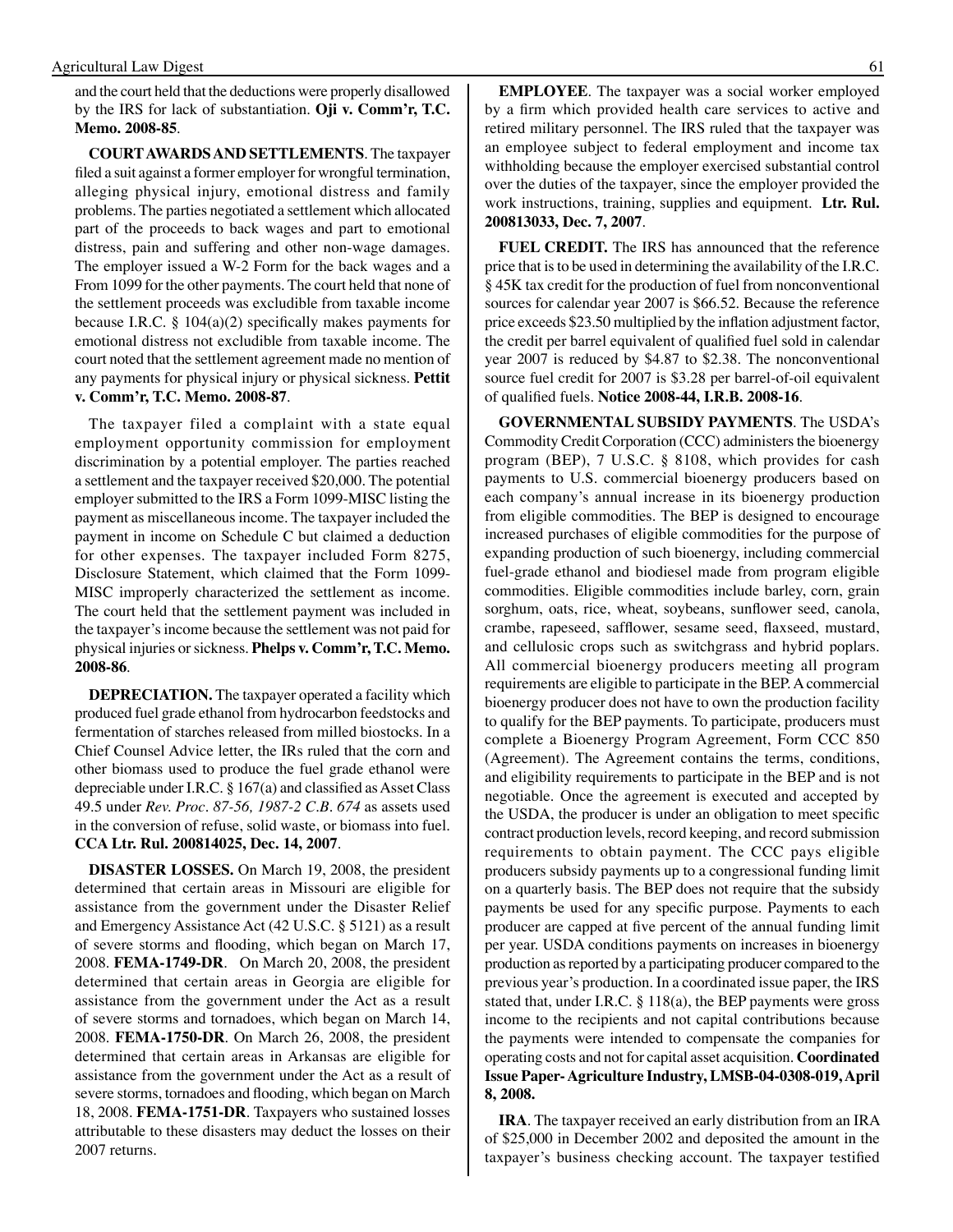and the court held that the deductions were properly disallowed by the IRS for lack of substantiation. **Oji v. Comm'r, T.C. Memo. 2008-85**.

**COURT AWARDS AND SETTLEMENTS**. The taxpayer filed a suit against a former employer for wrongful termination, alleging physical injury, emotional distress and family problems. The parties negotiated a settlement which allocated part of the proceeds to back wages and part to emotional distress, pain and suffering and other non-wage damages. The employer issued a W-2 Form for the back wages and a From 1099 for the other payments. The court held that none of the settlement proceeds was excludible from taxable income because I.R.C. § 104(a)(2) specifically makes payments for emotional distress not excludible from taxable income. The court noted that the settlement agreement made no mention of any payments for physical injury or physical sickness. **Pettit v. Comm'r, T.C. Memo. 2008-87**.

The taxpayer filed a complaint with a state equal employment opportunity commission for employment discrimination by a potential employer. The parties reached a settlement and the taxpayer received $20,000. The potential employer submitted to the IRS a Form 1099-MISC listing the payment as miscellaneous income. The taxpayer included the payment in income on Schedule C but claimed a deduction for other expenses. The taxpayer included Form 8275, Disclosure Statement, which claimed that the Form 1099-MISC improperly characterized the settlement as income. The court held that the settlement payment was included in the taxpayer's income because the settlement was not paid for physical injuries or sickness. **Phelps v. Comm'r, T.C. Memo. 2008-86**.

**DEPRECIATION.** The taxpayer operated a facility which produced fuel grade ethanol from hydrocarbon feedstocks and fermentation of starches released from milled biostocks. In a Chief Counsel Advice letter, the IRs ruled that the corn and other biomass used to produce the fuel grade ethanol were depreciable under I.R.C. § 167(a) and classified as Asset Class 49.5 under *Rev. Proc. 87-56, 1987-2 C.B. 674* as assets used in the conversion of refuse, solid waste, or biomass into fuel. **CCA Ltr. Rul. 200814025, Dec. 14, 2007**.

**DISASTER LOSSES.** On March 19, 2008, the president determined that certain areas in Missouri are eligible for assistance from the government under the Disaster Relief and Emergency Assistance Act (42 U.S.C. § 5121) as a result of severe storms and flooding, which began on March 17, 2008. **FEMA-1749-DR**. On March 20, 2008, the president determined that certain areas in Georgia are eligible for assistance from the government under the Act as a result of severe storms and tornadoes, which began on March 14, 2008. **FEMA-1750-DR**. On March 26, 2008, the president determined that certain areas in Arkansas are eligible for assistance from the government under the Act as a result of severe storms, tornadoes and flooding, which began on March 18, 2008. **FEMA-1751-DR**. Taxpayers who sustained losses attributable to these disasters may deduct the losses on their 2007 returns.

**EMPLOYEE**. The taxpayer was a social worker employed by a firm which provided health care services to active and retired military personnel. The IRS ruled that the taxpayer was an employee subject to federal employment and income tax withholding because the employer exercised substantial control over the duties of the taxpayer, since the employer provided the work instructions, training, supplies and equipment. **Ltr. Rul. 200813033, Dec. 7, 2007**.

**FUEL CREDIT.** The IRS has announced that the reference price that is to be used in determining the availability of the I.R.C. § 45K tax credit for the production of fuel from nonconventional sources for calendar year 2007 is $66.52. Because the reference price exceeds $23.50 multiplied by the inflation adjustment factor, the credit per barrel equivalent of qualified fuel sold in calendar year 2007 is reduced by $4.87 to $2.38. The nonconventional source fuel credit for 2007 is $3.28 per barrel-of-oil equivalent of qualified fuels. **Notice 2008-44, I.R.B. 2008-16**.

**GOVERNMENTAL SUBSIDY PAYMENTS**. The USDA's Commodity Credit Corporation (CCC) administers the bioenergy program (BEP), 7 U.S.C. § 8108, which provides for cash payments to U.S. commercial bioenergy producers based on each company's annual increase in its bioenergy production from eligible commodities. The BEP is designed to encourage increased purchases of eligible commodities for the purpose of expanding production of such bioenergy, including commercial fuel-grade ethanol and biodiesel made from program eligible commodities. Eligible commodities include barley, corn, grain sorghum, oats, rice, wheat, soybeans, sunflower seed, canola, crambe, rapeseed, safflower, sesame seed, flaxseed, mustard, and cellulosic crops such as switchgrass and hybrid poplars. All commercial bioenergy producers meeting all program requirements are eligible to participate in the BEP. A commercial bioenergy producer does not have to own the production facility to qualify for the BEP payments. To participate, producers must complete a Bioenergy Program Agreement, Form CCC 850 (Agreement). The Agreement contains the terms, conditions, and eligibility requirements to participate in the BEP and is not negotiable. Once the agreement is executed and accepted by the USDA, the producer is under an obligation to meet specific contract production levels, record keeping, and record submission requirements to obtain payment. The CCC pays eligible producers subsidy payments up to a congressional funding limit on a quarterly basis. The BEP does not require that the subsidy payments be used for any specific purpose. Payments to each producer are capped at five percent of the annual funding limit per year. USDA conditions payments on increases in bioenergy production as reported by a participating producer compared to the previous year's production. In a coordinated issue paper, the IRS stated that, under I.R.C. § 118(a), the BEP payments were gross income to the recipients and not capital contributions because the payments were intended to compensate the companies for operating costs and not for capital asset acquisition. **Coordinated Issue Paper- Agriculture Industry, LMSB-04-0308-019, April 8, 2008.**

**IRA**. The taxpayer received an early distribution from an IRA of $25,000 in December 2002 and deposited the amount in the taxpayer's business checking account. The taxpayer testified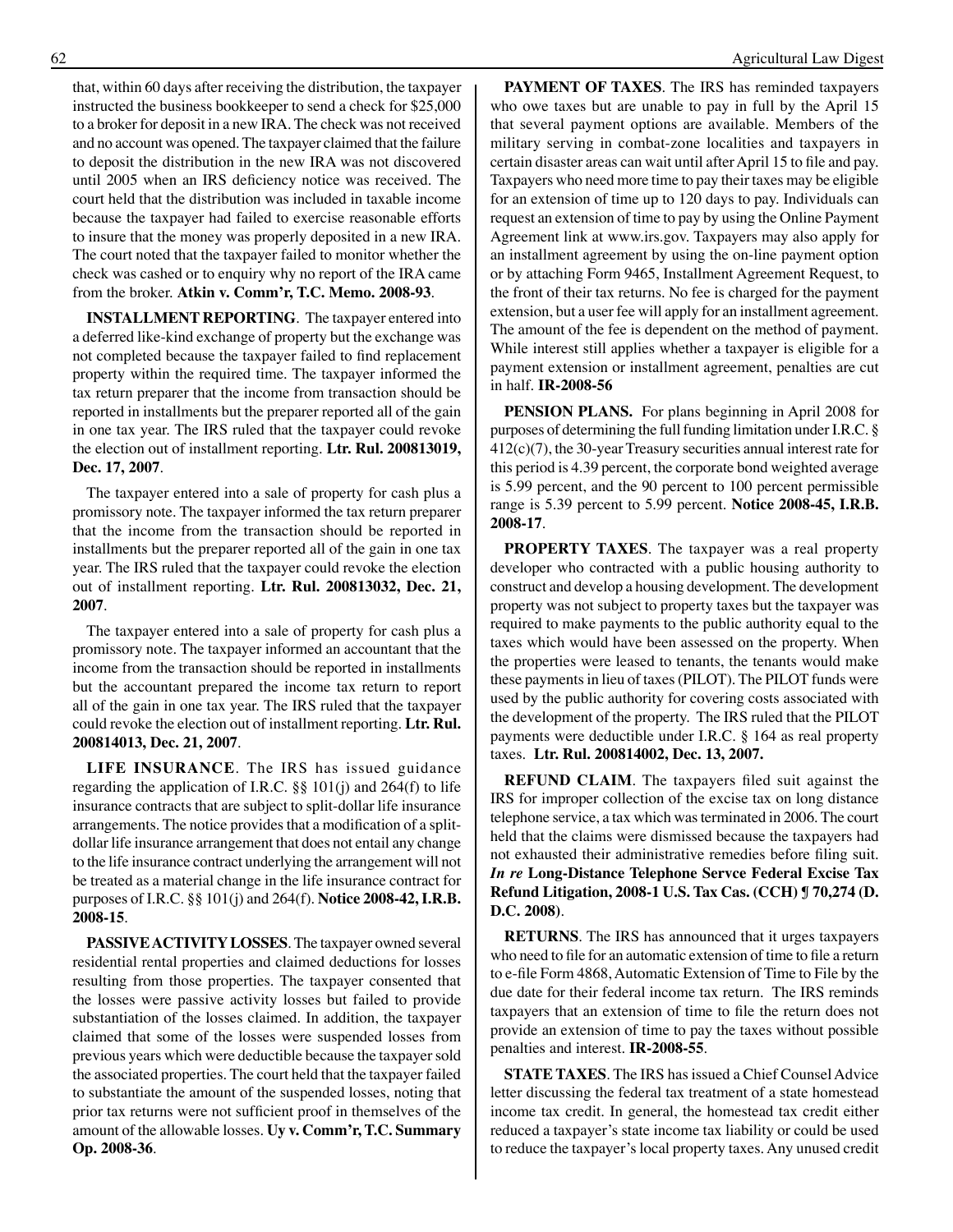that, within 60 days after receiving the distribution, the taxpayer instructed the business bookkeeper to send a check for $25,000 to a broker for deposit in a new IRA. The check was not received and no account was opened. The taxpayer claimed that the failure to deposit the distribution in the new IRA was not discovered until 2005 when an IRS deficiency notice was received. The court held that the distribution was included in taxable income because the taxpayer had failed to exercise reasonable efforts to insure that the money was properly deposited in a new IRA. The court noted that the taxpayer failed to monitor whether the check was cashed or to enquiry why no report of the IRA came from the broker. **Atkin v. Comm'r, T.C. Memo. 2008-93**.

**INSTALLMENT REPORTING**. The taxpayer entered into a deferred like-kind exchange of property but the exchange was not completed because the taxpayer failed to find replacement property within the required time. The taxpayer informed the tax return preparer that the income from transaction should be reported in installments but the preparer reported all of the gain in one tax year. The IRS ruled that the taxpayer could revoke the election out of installment reporting. **Ltr. Rul. 200813019, Dec. 17, 2007**.

The taxpayer entered into a sale of property for cash plus a promissory note. The taxpayer informed the tax return preparer that the income from the transaction should be reported in installments but the preparer reported all of the gain in one tax year. The IRS ruled that the taxpayer could revoke the election out of installment reporting. **Ltr. Rul. 200813032, Dec. 21, 2007**.

The taxpayer entered into a sale of property for cash plus a promissory note. The taxpayer informed an accountant that the income from the transaction should be reported in installments but the accountant prepared the income tax return to report all of the gain in one tax year. The IRS ruled that the taxpayer could revoke the election out of installment reporting. **Ltr. Rul. 200814013, Dec. 21, 2007**.

**LIFE INSURANCE**. The IRS has issued guidance regarding the application of I.R.C. §§ 101(j) and 264(f) to life insurance contracts that are subject to split-dollar life insurance arrangements. The notice provides that a modification of a split-dollar life insurance arrangement that does not entail any change to the life insurance contract underlying the arrangement will not be treated as a material change in the life insurance contract for purposes of I.R.C. §§ 101(j) and 264(f). **Notice 2008-42, I.R.B. 2008-15**.

**PASSIVE ACTIVITY LOSSES**. The taxpayer owned several residential rental properties and claimed deductions for losses resulting from those properties. The taxpayer consented that the losses were passive activity losses but failed to provide substantiation of the losses claimed. In addition, the taxpayer claimed that some of the losses were suspended losses from previous years which were deductible because the taxpayer sold the associated properties. The court held that the taxpayer failed to substantiate the amount of the suspended losses, noting that prior tax returns were not sufficient proof in themselves of the amount of the allowable losses. **Uy v. Comm'r, T.C. Summary Op. 2008-36**.

**PAYMENT OF TAXES**. The IRS has reminded taxpayers who owe taxes but are unable to pay in full by the April 15 that several payment options are available. Members of the military serving in combat-zone localities and taxpayers in certain disaster areas can wait until after April 15 to file and pay. Taxpayers who need more time to pay their taxes may be eligible for an extension of time up to 120 days to pay. Individuals can request an extension of time to pay by using the Online Payment Agreement link at www.irs.gov. Taxpayers may also apply for an installment agreement by using the on-line payment option or by attaching Form 9465, Installment Agreement Request, to the front of their tax returns. No fee is charged for the payment extension, but a user fee will apply for an installment agreement. The amount of the fee is dependent on the method of payment. While interest still applies whether a taxpayer is eligible for a payment extension or installment agreement, penalties are cut in half. **IR-2008-56**

**PENSION PLANS.** For plans beginning in April 2008 for purposes of determining the full funding limitation under I.R.C. § 412(c)(7), the 30-year Treasury securities annual interest rate for this period is 4.39 percent, the corporate bond weighted average is 5.99 percent, and the 90 percent to 100 percent permissible range is 5.39 percent to 5.99 percent. **Notice 2008-45, I.R.B. 2008-17**.

**PROPERTY TAXES**. The taxpayer was a real property developer who contracted with a public housing authority to construct and develop a housing development. The development property was not subject to property taxes but the taxpayer was required to make payments to the public authority equal to the taxes which would have been assessed on the property. When the properties were leased to tenants, the tenants would make these payments in lieu of taxes (PILOT). The PILOT funds were used by the public authority for covering costs associated with the development of the property. The IRS ruled that the PILOT payments were deductible under I.R.C. § 164 as real property taxes. **Ltr. Rul. 200814002, Dec. 13, 2007.**

**REFUND CLAIM**. The taxpayers filed suit against the IRS for improper collection of the excise tax on long distance telephone service, a tax which was terminated in 2006. The court held that the claims were dismissed because the taxpayers had not exhausted their administrative remedies before filing suit. ***In re* Long-Distance Telephone Servce Federal Excise Tax Refund Litigation, 2008-1 U.S. Tax Cas. (CCH) ¶ 70,274 (D. D.C. 2008)**.

**RETURNS**. The IRS has announced that it urges taxpayers who need to file for an automatic extension of time to file a return to e-file Form 4868, Automatic Extension of Time to File by the due date for their federal income tax return. The IRS reminds taxpayers that an extension of time to file the return does not provide an extension of time to pay the taxes without possible penalties and interest. **IR-2008-55**.

**STATE TAXES**. The IRS has issued a Chief Counsel Advice letter discussing the federal tax treatment of a state homestead income tax credit. In general, the homestead tax credit either reduced a taxpayer's state income tax liability or could be used to reduce the taxpayer's local property taxes. Any unused credit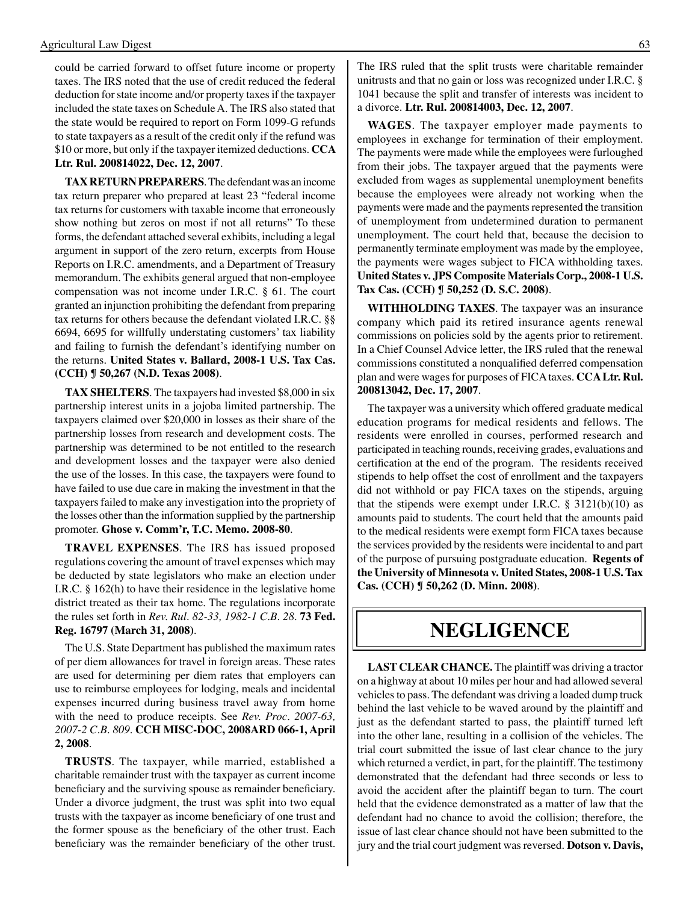could be carried forward to offset future income or property taxes. The IRS noted that the use of credit reduced the federal deduction for state income and/or property taxes if the taxpayer included the state taxes on Schedule A. The IRS also stated that the state would be required to report on Form 1099-G refunds to state taxpayers as a result of the credit only if the refund was $10 or more, but only if the taxpayer itemized deductions. **CCA Ltr. Rul. 200814022, Dec. 12, 2007**.

**TAX RETURN PREPARERS**. The defendant was an income tax return preparer who prepared at least 23 "federal income tax returns for customers with taxable income that erroneously show nothing but zeros on most if not all returns" To these forms, the defendant attached several exhibits, including a legal argument in support of the zero return, excerpts from House Reports on I.R.C. amendments, and a Department of Treasury memorandum. The exhibits general argued that non-employee compensation was not income under I.R.C. § 61. The court granted an injunction prohibiting the defendant from preparing tax returns for others because the defendant violated I.R.C. §§ 6694, 6695 for willfully understating customers' tax liability and failing to furnish the defendant's identifying number on the returns. **United States v. Ballard, 2008-1 U.S. Tax Cas. (CCH) ¶ 50,267 (N.D. Texas 2008)**.

**TAX SHELTERS**. The taxpayers had invested $8,000 in six partnership interest units in a jojoba limited partnership. The taxpayers claimed over $20,000 in losses as their share of the partnership losses from research and development costs. The partnership was determined to be not entitled to the research and development losses and the taxpayer were also denied the use of the losses. In this case, the taxpayers were found to have failed to use due care in making the investment in that the taxpayers failed to make any investigation into the propriety of the losses other than the information supplied by the partnership promoter. **Ghose v. Comm'r, T.C. Memo. 2008-80**.

**TRAVEL EXPENSES**. The IRS has issued proposed regulations covering the amount of travel expenses which may be deducted by state legislators who make an election under I.R.C. § 162(h) to have their residence in the legislative home district treated as their tax home. The regulations incorporate the rules set forth in *Rev. Rul. 82-33, 1982-1 C.B. 28*. **73 Fed. Reg. 16797 (March 31, 2008)**.

The U.S. State Department has published the maximum rates of per diem allowances for travel in foreign areas. These rates are used for determining per diem rates that employers can use to reimburse employees for lodging, meals and incidental expenses incurred during business travel away from home with the need to produce receipts. See *Rev. Proc. 2007-63, 2007-2 C.B. 809*. **CCH MISC-DOC, 2008ARD 066-1, April 2, 2008**.

**TRUSTS**. The taxpayer, while married, established a charitable remainder trust with the taxpayer as current income beneficiary and the surviving spouse as remainder beneficiary. Under a divorce judgment, the trust was split into two equal trusts with the taxpayer as income beneficiary of one trust and the former spouse as the beneficiary of the other trust. Each beneficiary was the remainder beneficiary of the other trust. The IRS ruled that the split trusts were charitable remainder unitrusts and that no gain or loss was recognized under I.R.C. § 1041 because the split and transfer of interests was incident to a divorce. **Ltr. Rul. 200814003, Dec. 12, 2007**.

**WAGES**. The taxpayer employer made payments to employees in exchange for termination of their employment. The payments were made while the employees were furloughed from their jobs. The taxpayer argued that the payments were excluded from wages as supplemental unemployment benefits because the employees were already not working when the payments were made and the payments represented the transition of unemployment from undetermined duration to permanent unemployment. The court held that, because the decision to permanently terminate employment was made by the employee, the payments were wages subject to FICA withholding taxes. **United States v. JPS Composite Materials Corp., 2008-1 U.S. Tax Cas. (CCH) ¶ 50,252 (D. S.C. 2008)**.

**WITHHOLDING TAXES**. The taxpayer was an insurance company which paid its retired insurance agents renewal commissions on policies sold by the agents prior to retirement. In a Chief Counsel Advice letter, the IRS ruled that the renewal commissions constituted a nonqualified deferred compensation plan and were wages for purposes of FICA taxes. **CCA Ltr. Rul. 200813042, Dec. 17, 2007**.

The taxpayer was a university which offered graduate medical education programs for medical residents and fellows. The residents were enrolled in courses, performed research and participated in teaching rounds, receiving grades, evaluations and certification at the end of the program. The residents received stipends to help offset the cost of enrollment and the taxpayers did not withhold or pay FICA taxes on the stipends, arguing that the stipends were exempt under I.R.C. § 3121(b)(10) as amounts paid to students. The court held that the amounts paid to the medical residents were exempt form FICA taxes because the services provided by the residents were incidental to and part of the purpose of pursuing postgraduate education. **Regents of the University of Minnesota v. United States, 2008-1 U.S. Tax Cas. (CCH) ¶ 50,262 (D. Minn. 2008)**.

# NEGLIGENCE

**LAST CLEAR CHANCE.** The plaintiff was driving a tractor on a highway at about 10 miles per hour and had allowed several vehicles to pass. The defendant was driving a loaded dump truck behind the last vehicle to be waved around by the plaintiff and just as the defendant started to pass, the plaintiff turned left into the other lane, resulting in a collision of the vehicles. The trial court submitted the issue of last clear chance to the jury which returned a verdict, in part, for the plaintiff. The testimony demonstrated that the defendant had three seconds or less to avoid the accident after the plaintiff began to turn. The court held that the evidence demonstrated as a matter of law that the defendant had no chance to avoid the collision; therefore, the issue of last clear chance should not have been submitted to the jury and the trial court judgment was reversed. **Dotson v. Davis,**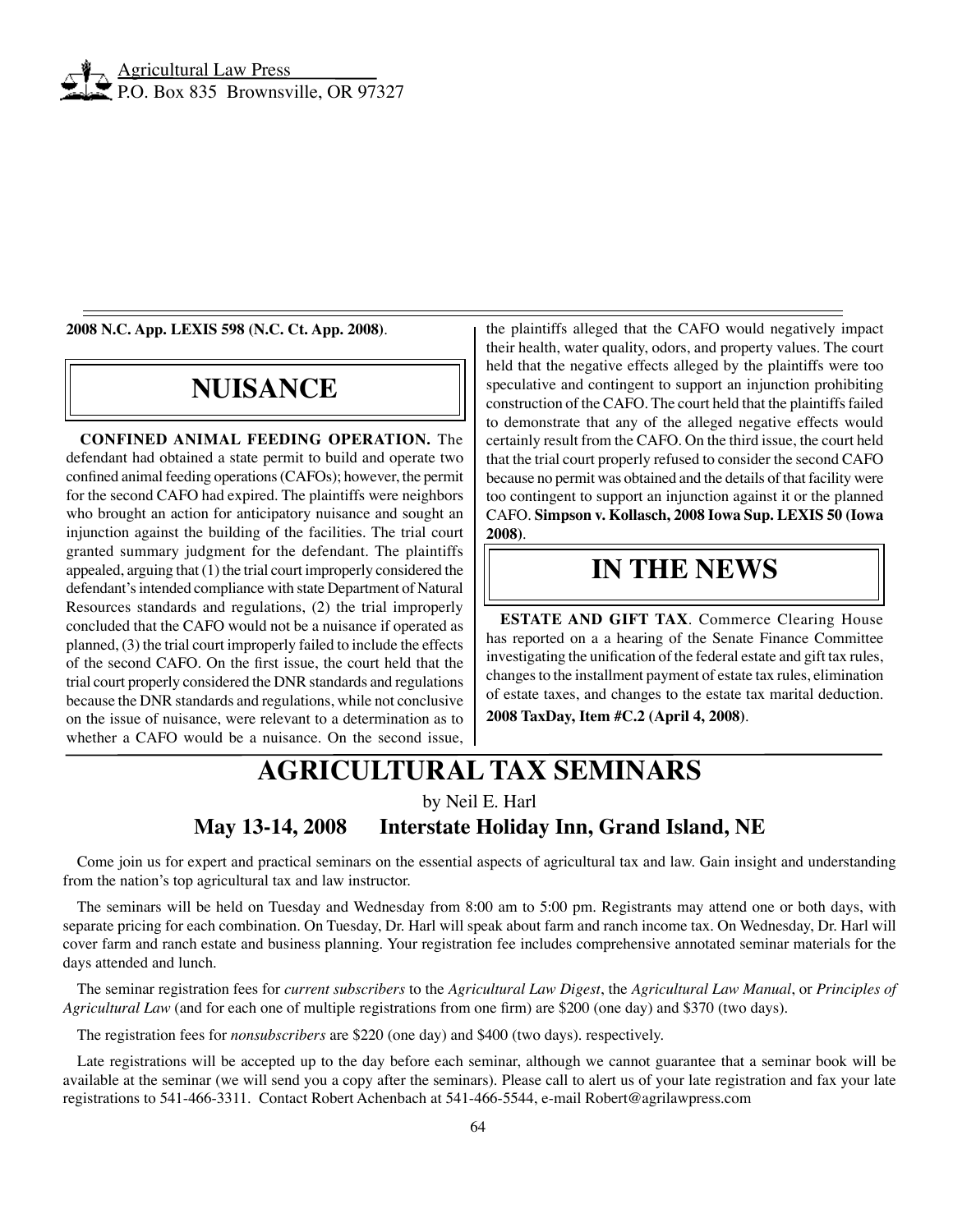Agricultural Law Press
P.O. Box 835 Brownsville, OR 97327

**2008 N.C. App. LEXIS 598 (N.C. Ct. App. 2008)**.

## NUISANCE

**CONFINED ANIMAL FEEDING OPERATION.** The defendant had obtained a state permit to build and operate two confined animal feeding operations (CAFOs); however, the permit for the second CAFO had expired. The plaintiffs were neighbors who brought an action for anticipatory nuisance and sought an injunction against the building of the facilities. The trial court granted summary judgment for the defendant. The plaintiffs appealed, arguing that (1) the trial court improperly considered the defendant's intended compliance with state Department of Natural Resources standards and regulations, (2) the trial improperly concluded that the CAFO would not be a nuisance if operated as planned, (3) the trial court improperly failed to include the effects of the second CAFO. On the first issue, the court held that the trial court properly considered the DNR standards and regulations because the DNR standards and regulations, while not conclusive on the issue of nuisance, were relevant to a determination as to whether a CAFO would be a nuisance. On the second issue, the plaintiffs alleged that the CAFO would negatively impact their health, water quality, odors, and property values. The court held that the negative effects alleged by the plaintiffs were too speculative and contingent to support an injunction prohibiting construction of the CAFO. The court held that the plaintiffs failed to demonstrate that any of the alleged negative effects would certainly result from the CAFO. On the third issue, the court held that the trial court properly refused to consider the second CAFO because no permit was obtained and the details of that facility were too contingent to support an injunction against it or the planned CAFO. **Simpson v. Kollasch, 2008 Iowa Sup. LEXIS 50 (Iowa 2008)**.

## IN THE NEWS

**ESTATE AND GIFT TAX**. Commerce Clearing House has reported on a a hearing of the Senate Finance Committee investigating the unification of the federal estate and gift tax rules, changes to the installment payment of estate tax rules, elimination of estate taxes, and changes to the estate tax marital deduction. **2008 TaxDay, Item #C.2 (April 4, 2008)**.

# AGRICULTURAL TAX SEMINARS

by Neil E. Harl

### May 13-14, 2008 Interstate Holiday Inn, Grand Island, NE

Come join us for expert and practical seminars on the essential aspects of agricultural tax and law. Gain insight and understanding from the nation's top agricultural tax and law instructor.

The seminars will be held on Tuesday and Wednesday from 8:00 am to 5:00 pm. Registrants may attend one or both days, with separate pricing for each combination. On Tuesday, Dr. Harl will speak about farm and ranch income tax. On Wednesday, Dr. Harl will cover farm and ranch estate and business planning. Your registration fee includes comprehensive annotated seminar materials for the days attended and lunch.

The seminar registration fees for *current subscribers* to the *Agricultural Law Digest*, the *Agricultural Law Manual*, or *Principles of Agricultural Law* (and for each one of multiple registrations from one firm) are $200 (one day) and $370 (two days).

The registration fees for *nonsubscribers* are $220 (one day) and $400 (two days). respectively.

Late registrations will be accepted up to the day before each seminar, although we cannot guarantee that a seminar book will be available at the seminar (we will send you a copy after the seminars). Please call to alert us of your late registration and fax your late registrations to 541-466-3311. Contact Robert Achenbach at 541-466-5544, e-mail Robert@agrilawpress.com